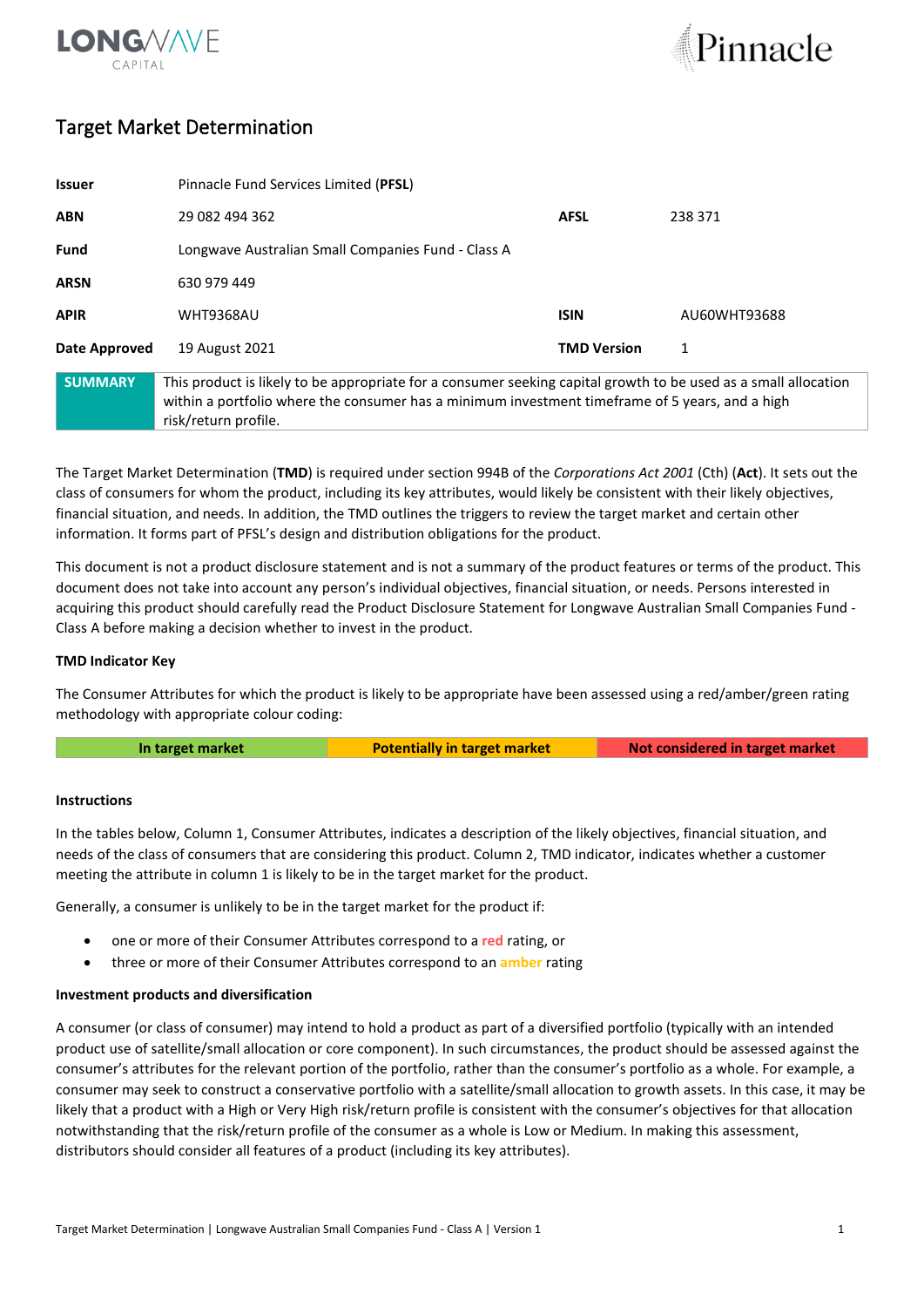# Target Market Determination

| | | | |
|---|---|---|---|
| **Issuer** | Pinnacle Fund Services Limited (**PFSL**) | | |
| **ABN** | 29 082 494 362 | **AFSL** | 238 371 |
| **Fund** | Longwave Australian Small Companies Fund - Class A | | |
| **ARSN** | 630 979 449 | | |
| **APIR** | WHT9368AU | **ISIN** | AU60WHT93688 |
| **Date Approved** | 19 August 2021 | **TMD Version** | 1 |

| **SUMMARY** | This product is likely to be appropriate for a consumer seeking capital growth to be used as a small allocation within a portfolio where the consumer has a minimum investment timeframe of 5 years, and a high risk/return profile. |
|---|---|

The Target Market Determination (**TMD**) is required under section 994B of the *Corporations Act 2001* (Cth) (**Act**). It sets out the class of consumers for whom the product, including its key attributes, would likely be consistent with their likely objectives, financial situation, and needs. In addition, the TMD outlines the triggers to review the target market and certain other information. It forms part of PFSL's design and distribution obligations for the product.

This document is not a product disclosure statement and is not a summary of the product features or terms of the product. This document does not take into account any person's individual objectives, financial situation, or needs. Persons interested in acquiring this product should carefully read the Product Disclosure Statement for Longwave Australian Small Companies Fund - Class A before making a decision whether to invest in the product.

**TMD Indicator Key**

The Consumer Attributes for which the product is likely to be appropriate have been assessed using a red/amber/green rating methodology with appropriate colour coding:

| In target market | Potentially in target market | Not considered in target market |
|---|---|---|

**Instructions**

In the tables below, Column 1, Consumer Attributes, indicates a description of the likely objectives, financial situation, and needs of the class of consumers that are considering this product. Column 2, TMD indicator, indicates whether a customer meeting the attribute in column 1 is likely to be in the target market for the product.

Generally, a consumer is unlikely to be in the target market for the product if:

- one or more of their Consumer Attributes correspond to a red rating, or
- three or more of their Consumer Attributes correspond to an amber rating

**Investment products and diversification**

A consumer (or class of consumer) may intend to hold a product as part of a diversified portfolio (typically with an intended product use of satellite/small allocation or core component). In such circumstances, the product should be assessed against the consumer's attributes for the relevant portion of the portfolio, rather than the consumer's portfolio as a whole. For example, a consumer may seek to construct a conservative portfolio with a satellite/small allocation to growth assets. In this case, it may be likely that a product with a High or Very High risk/return profile is consistent with the consumer's objectives for that allocation notwithstanding that the risk/return profile of the consumer as a whole is Low or Medium. In making this assessment, distributors should consider all features of a product (including its key attributes).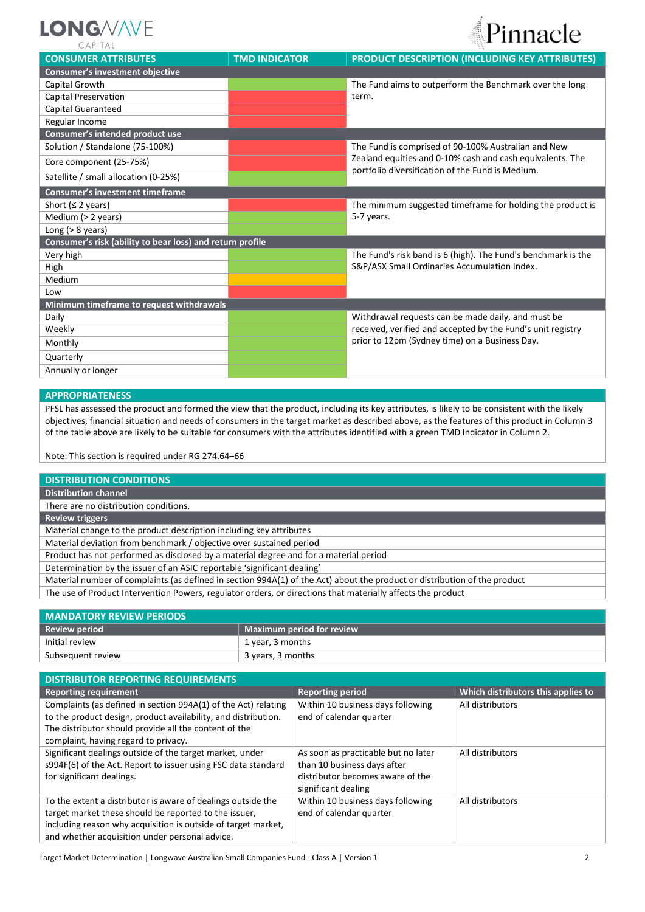| CONSUMER ATTRIBUTES | TMD INDICATOR | PRODUCT DESCRIPTION (INCLUDING KEY ATTRIBUTES) |
|---|---|---|
| **Consumer's investment objective** | | |
| Capital Growth | Green | The Fund aims to outperform the Benchmark over the long term. |
| Capital Preservation | Red | |
| Capital Guaranteed | Red | |
| Regular Income | Red | |
| **Consumer's intended product use** | | |
| Solution / Standalone (75-100%) | Red | The Fund is comprised of 90-100% Australian and New Zealand equities and 0-10% cash and cash equivalents. The portfolio diversification of the Fund is Medium. |
| Core component (25-75%) | Red | |
| Satellite / small allocation (0-25%) | Green | |
| **Consumer's investment timeframe** | | |
| Short (≤ 2 years) | Red | The minimum suggested timeframe for holding the product is 5-7 years. |
| Medium (> 2 years) | Green | |
| Long (> 8 years) | Green | |
| **Consumer's risk (ability to bear loss) and return profile** | | |
| Very high | Green | The Fund's risk band is 6 (high). The Fund's benchmark is the S&P/ASX Small Ordinaries Accumulation Index. |
| High | Green | |
| Medium | Amber | |
| Low | Red | |
| **Minimum timeframe to request withdrawals** | | |
| Daily | Green | Withdrawal requests can be made daily, and must be received, verified and accepted by the Fund's unit registry prior to 12pm (Sydney time) on a Business Day. |
| Weekly | Green | |
| Monthly | Green | |
| Quarterly | Green | |
| Annually or longer | Green | |

## APPROPRIATENESS

PFSL has assessed the product and formed the view that the product, including its key attributes, is likely to be consistent with the likely objectives, financial situation and needs of consumers in the target market as described above, as the features of this product in Column 3 of the table above are likely to be suitable for consumers with the attributes identified with a green TMD Indicator in Column 2.

Note: This section is required under RG 274.64–66

## DISTRIBUTION CONDITIONS

**Distribution channel**

There are no distribution conditions.

**Review triggers**

- Material change to the product description including key attributes
- Material deviation from benchmark / objective over sustained period
- Product has not performed as disclosed by a material degree and for a material period
- Determination by the issuer of an ASIC reportable 'significant dealing'
- Material number of complaints (as defined in section 994A(1) of the Act) about the product or distribution of the product
- The use of Product Intervention Powers, regulator orders, or directions that materially affects the product

## MANDATORY REVIEW PERIODS

| Review period | Maximum period for review |
|---|---|
| Initial review | 1 year, 3 months |
| Subsequent review | 3 years, 3 months |

## DISTRIBUTOR REPORTING REQUIREMENTS

| Reporting requirement | Reporting period | Which distributors this applies to |
|---|---|---|
| Complaints (as defined in section 994A(1) of the Act) relating to the product design, product availability, and distribution. The distributor should provide all the content of the complaint, having regard to privacy. | Within 10 business days following end of calendar quarter | All distributors |
| Significant dealings outside of the target market, under s994F(6) of the Act. Report to issuer using FSC data standard for significant dealings. | As soon as practicable but no later than 10 business days after distributor becomes aware of the significant dealing | All distributors |
| To the extent a distributor is aware of dealings outside the target market these should be reported to the issuer, including reason why acquisition is outside of target market, and whether acquisition under personal advice. | Within 10 business days following end of calendar quarter | All distributors |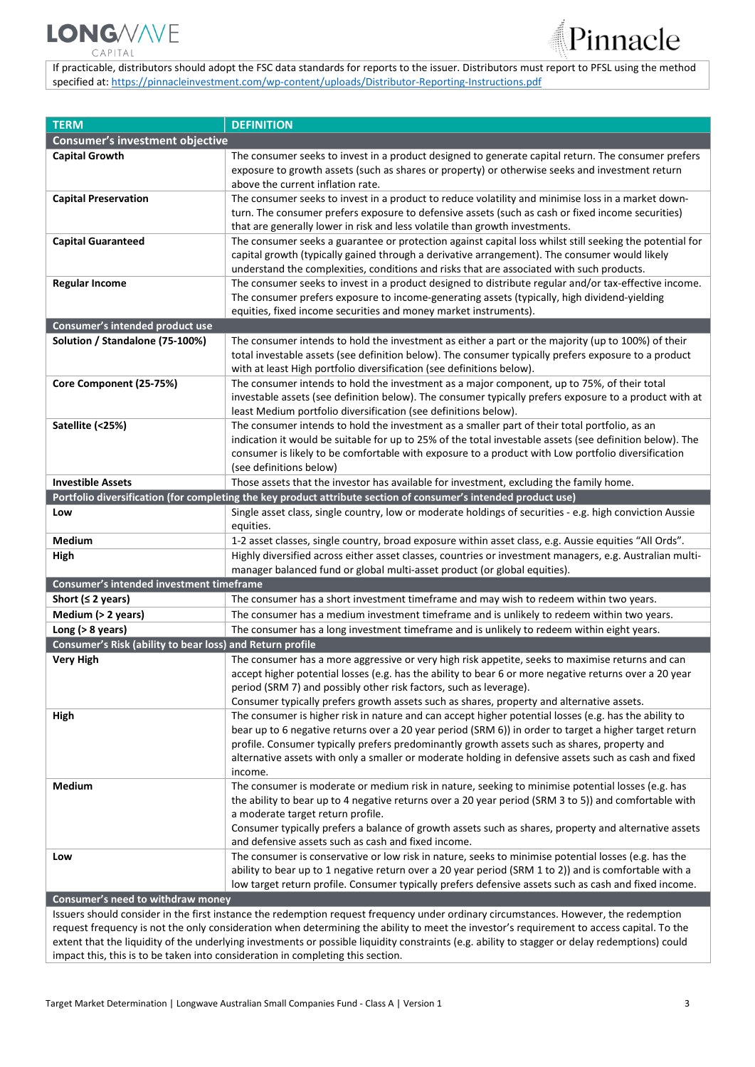If practicable, distributors should adopt the FSC data standards for reports to the issuer. Distributors must report to PFSL using the method specified at: https://pinnacleinvestment.com/wp-content/uploads/Distributor-Reporting-Instructions.pdf

| TERM | DEFINITION |
|---|---|
| **Consumer's investment objective** | |
| **Capital Growth** | The consumer seeks to invest in a product designed to generate capital return. The consumer prefers exposure to growth assets (such as shares or property) or otherwise seeks and investment return above the current inflation rate. |
| **Capital Preservation** | The consumer seeks to invest in a product to reduce volatility and minimise loss in a market down-turn. The consumer prefers exposure to defensive assets (such as cash or fixed income securities) that are generally lower in risk and less volatile than growth investments. |
| **Capital Guaranteed** | The consumer seeks a guarantee or protection against capital loss whilst still seeking the potential for capital growth (typically gained through a derivative arrangement). The consumer would likely understand the complexities, conditions and risks that are associated with such products. |
| **Regular Income** | The consumer seeks to invest in a product designed to distribute regular and/or tax-effective income. The consumer prefers exposure to income-generating assets (typically, high dividend-yielding equities, fixed income securities and money market instruments). |
| **Consumer's intended product use** | |
| **Solution / Standalone (75-100%)** | The consumer intends to hold the investment as either a part or the majority (up to 100%) of their total investable assets (see definition below). The consumer typically prefers exposure to a product with at least High portfolio diversification (see definitions below). |
| **Core Component (25-75%)** | The consumer intends to hold the investment as a major component, up to 75%, of their total investable assets (see definition below). The consumer typically prefers exposure to a product with at least Medium portfolio diversification (see definitions below). |
| **Satellite (<25%)** | The consumer intends to hold the investment as a smaller part of their total portfolio, as an indication it would be suitable for up to 25% of the total investable assets (see definition below). The consumer is likely to be comfortable with exposure to a product with Low portfolio diversification (see definitions below) |
| **Investible Assets** | Those assets that the investor has available for investment, excluding the family home. |
| **Portfolio diversification (for completing the key product attribute section of consumer's intended product use)** | |
| **Low** | Single asset class, single country, low or moderate holdings of securities - e.g. high conviction Aussie equities. |
| **Medium** | 1-2 asset classes, single country, broad exposure within asset class, e.g. Aussie equities "All Ords". |
| **High** | Highly diversified across either asset classes, countries or investment managers, e.g. Australian multi-manager balanced fund or global multi-asset product (or global equities). |
| **Consumer's intended investment timeframe** | |
| **Short (≤ 2 years)** | The consumer has a short investment timeframe and may wish to redeem within two years. |
| **Medium (> 2 years)** | The consumer has a medium investment timeframe and is unlikely to redeem within two years. |
| **Long (> 8 years)** | The consumer has a long investment timeframe and is unlikely to redeem within eight years. |
| **Consumer's Risk (ability to bear loss) and Return profile** | |
| **Very High** | The consumer has a more aggressive or very high risk appetite, seeks to maximise returns and can accept higher potential losses (e.g. has the ability to bear 6 or more negative returns over a 20 year period (SRM 7) and possibly other risk factors, such as leverage). Consumer typically prefers growth assets such as shares, property and alternative assets. |
| **High** | The consumer is higher risk in nature and can accept higher potential losses (e.g. has the ability to bear up to 6 negative returns over a 20 year period (SRM 6)) in order to target a higher target return profile. Consumer typically prefers predominantly growth assets such as shares, property and alternative assets with only a smaller or moderate holding in defensive assets such as cash and fixed income. |
| **Medium** | The consumer is moderate or medium risk in nature, seeking to minimise potential losses (e.g. has the ability to bear up to 4 negative returns over a 20 year period (SRM 3 to 5)) and comfortable with a moderate target return profile. Consumer typically prefers a balance of growth assets such as shares, property and alternative assets and defensive assets such as cash and fixed income. |
| **Low** | The consumer is conservative or low risk in nature, seeks to minimise potential losses (e.g. has the ability to bear up to 1 negative return over a 20 year period (SRM 1 to 2)) and is comfortable with a low target return profile. Consumer typically prefers defensive assets such as cash and fixed income. |
| **Consumer's need to withdraw money** | |
| Issuers should consider in the first instance the redemption request frequency under ordinary circumstances. However, the redemption request frequency is not the only consideration when determining the ability to meet the investor's requirement to access capital. To the extent that the liquidity of the underlying investments or possible liquidity constraints (e.g. ability to stagger or delay redemptions) could impact this, this is to be taken into consideration in completing this section. | |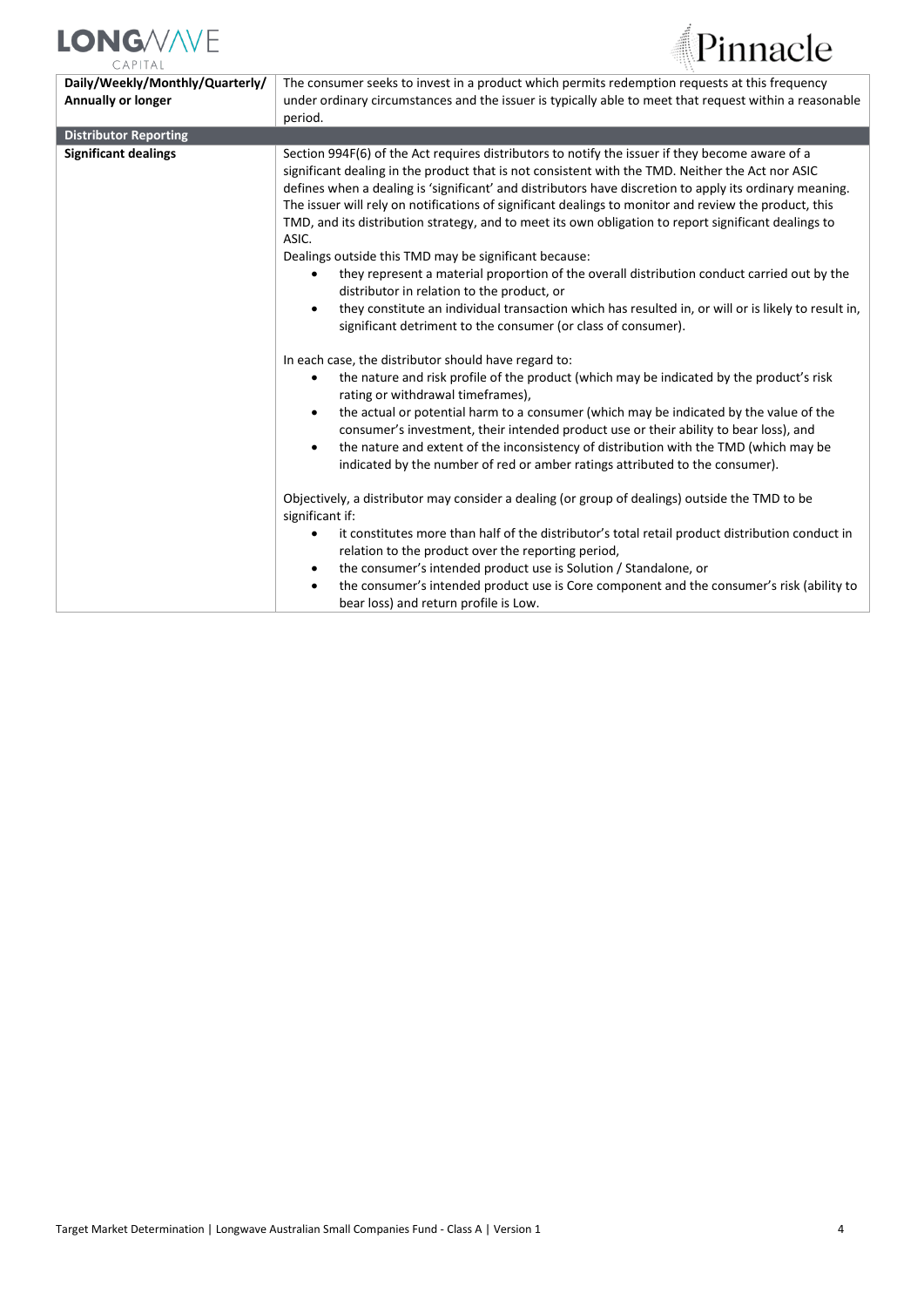| | |
|---|---|
| **Daily/Weekly/Monthly/Quarterly/ Annually or longer** | The consumer seeks to invest in a product which permits redemption requests at this frequency under ordinary circumstances and the issuer is typically able to meet that request within a reasonable period. |
| **Distributor Reporting** | |
| **Significant dealings** | Section 994F(6) of the Act requires distributors to notify the issuer if they become aware of a significant dealing in the product that is not consistent with the TMD. Neither the Act nor ASIC defines when a dealing is 'significant' and distributors have discretion to apply its ordinary meaning. The issuer will rely on notifications of significant dealings to monitor and review the product, this TMD, and its distribution strategy, and to meet its own obligation to report significant dealings to ASIC.<br>Dealings outside this TMD may be significant because:<br>• they represent a material proportion of the overall distribution conduct carried out by the distributor in relation to the product, or<br>• they constitute an individual transaction which has resulted in, or will or is likely to result in, significant detriment to the consumer (or class of consumer).<br><br>In each case, the distributor should have regard to:<br>• the nature and risk profile of the product (which may be indicated by the product's risk rating or withdrawal timeframes),<br>• the actual or potential harm to a consumer (which may be indicated by the value of the consumer's investment, their intended product use or their ability to bear loss), and<br>• the nature and extent of the inconsistency of distribution with the TMD (which may be indicated by the number of red or amber ratings attributed to the consumer).<br><br>Objectively, a distributor may consider a dealing (or group of dealings) outside the TMD to be significant if:<br>• it constitutes more than half of the distributor's total retail product distribution conduct in relation to the product over the reporting period,<br>• the consumer's intended product use is Solution / Standalone, or<br>• the consumer's intended product use is Core component and the consumer's risk (ability to bear loss) and return profile is Low. |